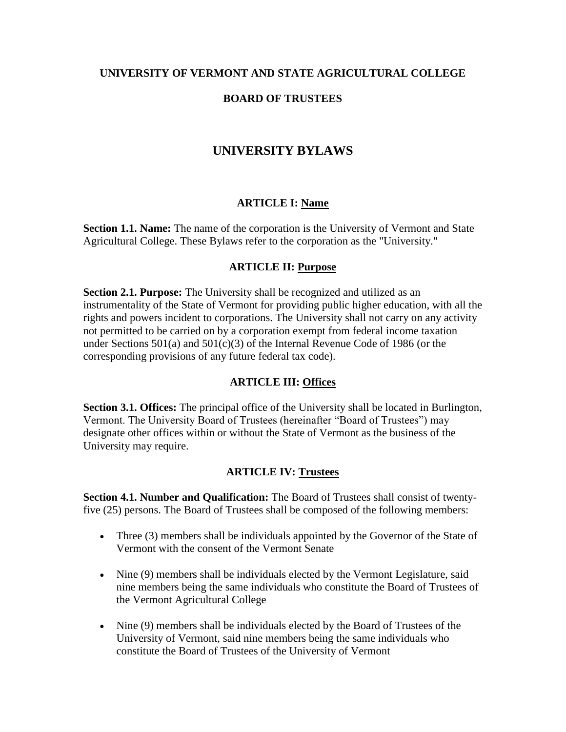**UNIVERSITY OF VERMONT AND STATE AGRICULTURAL COLLEGE**

**BOARD OF TRUSTEES**

# UNIVERSITY BYLAWS

## ARTICLE I: Name

**Section 1.1. Name:** The name of the corporation is the University of Vermont and State Agricultural College. These Bylaws refer to the corporation as the "University."

## ARTICLE II: Purpose

**Section 2.1. Purpose:** The University shall be recognized and utilized as an instrumentality of the State of Vermont for providing public higher education, with all the rights and powers incident to corporations. The University shall not carry on any activity not permitted to be carried on by a corporation exempt from federal income taxation under Sections 501(a) and 501(c)(3) of the Internal Revenue Code of 1986 (or the corresponding provisions of any future federal tax code).

## ARTICLE III: Offices

**Section 3.1. Offices:** The principal office of the University shall be located in Burlington, Vermont. The University Board of Trustees (hereinafter "Board of Trustees") may designate other offices within or without the State of Vermont as the business of the University may require.

## ARTICLE IV: Trustees

**Section 4.1. Number and Qualification:** The Board of Trustees shall consist of twenty-five (25) persons. The Board of Trustees shall be composed of the following members:

- Three (3) members shall be individuals appointed by the Governor of the State of Vermont with the consent of the Vermont Senate
- Nine (9) members shall be individuals elected by the Vermont Legislature, said nine members being the same individuals who constitute the Board of Trustees of the Vermont Agricultural College
- Nine (9) members shall be individuals elected by the Board of Trustees of the University of Vermont, said nine members being the same individuals who constitute the Board of Trustees of the University of Vermont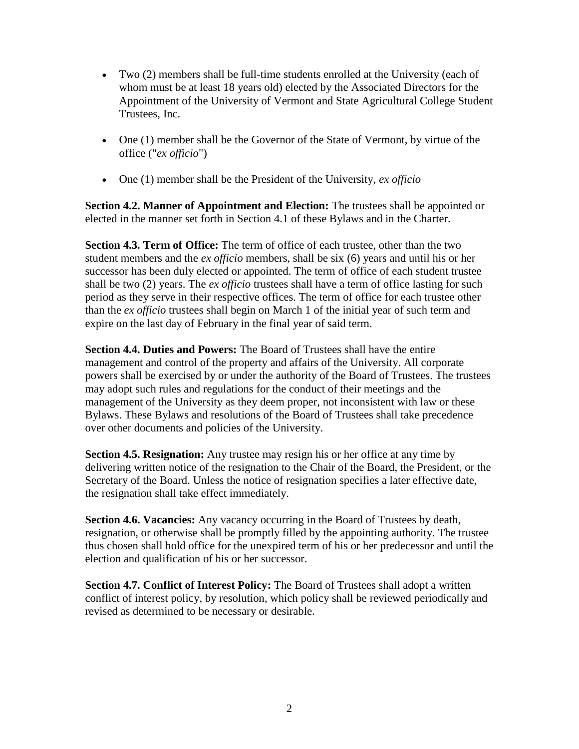- Two (2) members shall be full-time students enrolled at the University (each of whom must be at least 18 years old) elected by the Associated Directors for the Appointment of the University of Vermont and State Agricultural College Student Trustees, Inc.

- One (1) member shall be the Governor of the State of Vermont, by virtue of the office ("*ex officio*")

- One (1) member shall be the President of the University, *ex officio*

**Section 4.2. Manner of Appointment and Election:** The trustees shall be appointed or elected in the manner set forth in Section 4.1 of these Bylaws and in the Charter.

**Section 4.3. Term of Office:** The term of office of each trustee, other than the two student members and the *ex officio* members, shall be six (6) years and until his or her successor has been duly elected or appointed. The term of office of each student trustee shall be two (2) years. The *ex officio* trustees shall have a term of office lasting for such period as they serve in their respective offices. The term of office for each trustee other than the *ex officio* trustees shall begin on March 1 of the initial year of such term and expire on the last day of February in the final year of said term.

**Section 4.4. Duties and Powers:** The Board of Trustees shall have the entire management and control of the property and affairs of the University. All corporate powers shall be exercised by or under the authority of the Board of Trustees. The trustees may adopt such rules and regulations for the conduct of their meetings and the management of the University as they deem proper, not inconsistent with law or these Bylaws. These Bylaws and resolutions of the Board of Trustees shall take precedence over other documents and policies of the University.

**Section 4.5. Resignation:** Any trustee may resign his or her office at any time by delivering written notice of the resignation to the Chair of the Board, the President, or the Secretary of the Board. Unless the notice of resignation specifies a later effective date, the resignation shall take effect immediately.

**Section 4.6. Vacancies:** Any vacancy occurring in the Board of Trustees by death, resignation, or otherwise shall be promptly filled by the appointing authority. The trustee thus chosen shall hold office for the unexpired term of his or her predecessor and until the election and qualification of his or her successor.

**Section 4.7. Conflict of Interest Policy:** The Board of Trustees shall adopt a written conflict of interest policy, by resolution, which policy shall be reviewed periodically and revised as determined to be necessary or desirable.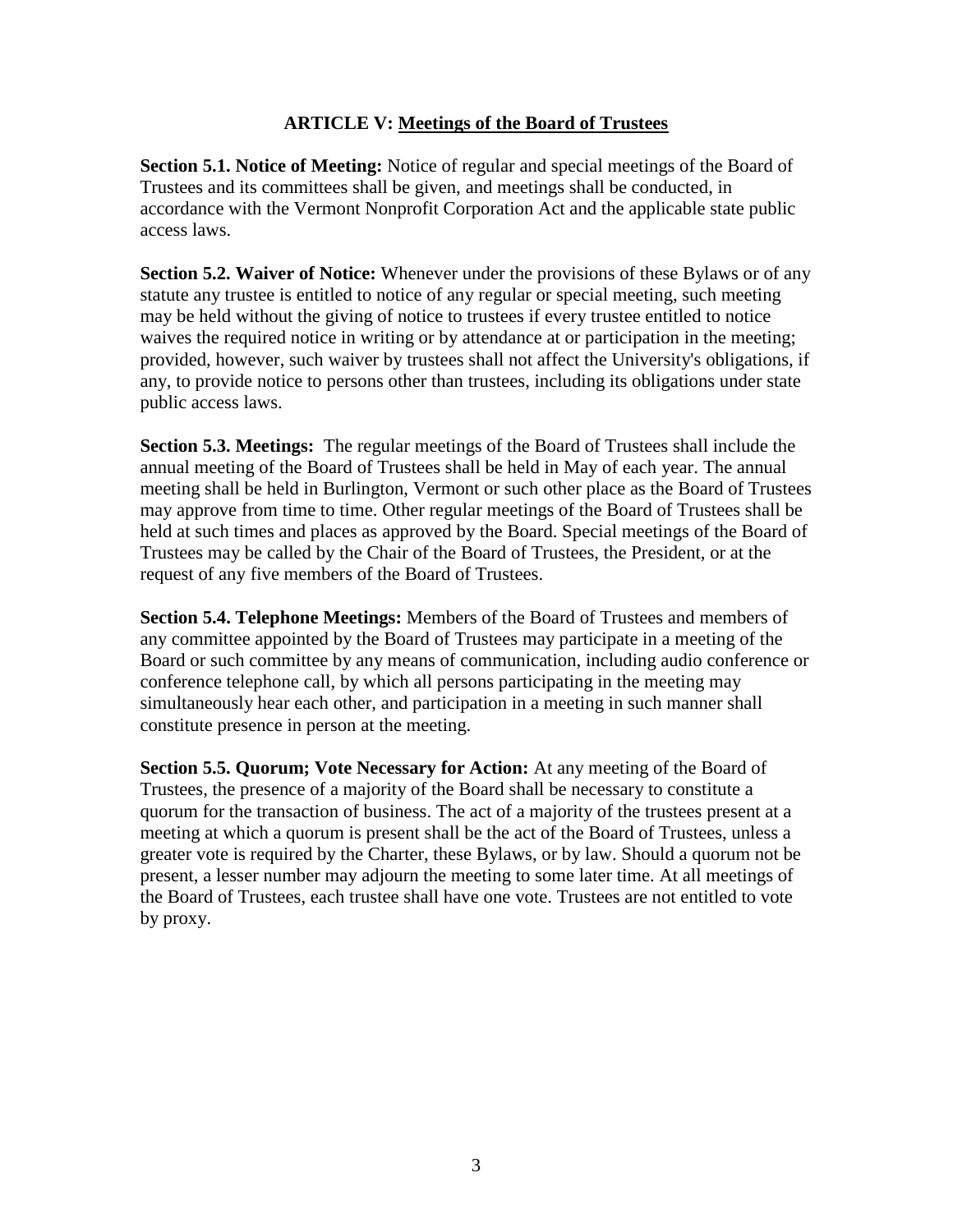## ARTICLE V: Meetings of the Board of Trustees

**Section 5.1. Notice of Meeting:** Notice of regular and special meetings of the Board of Trustees and its committees shall be given, and meetings shall be conducted, in accordance with the Vermont Nonprofit Corporation Act and the applicable state public access laws.

**Section 5.2. Waiver of Notice:** Whenever under the provisions of these Bylaws or of any statute any trustee is entitled to notice of any regular or special meeting, such meeting may be held without the giving of notice to trustees if every trustee entitled to notice waives the required notice in writing or by attendance at or participation in the meeting; provided, however, such waiver by trustees shall not affect the University's obligations, if any, to provide notice to persons other than trustees, including its obligations under state public access laws.

**Section 5.3. Meetings:** The regular meetings of the Board of Trustees shall include the annual meeting of the Board of Trustees shall be held in May of each year. The annual meeting shall be held in Burlington, Vermont or such other place as the Board of Trustees may approve from time to time. Other regular meetings of the Board of Trustees shall be held at such times and places as approved by the Board. Special meetings of the Board of Trustees may be called by the Chair of the Board of Trustees, the President, or at the request of any five members of the Board of Trustees.

**Section 5.4. Telephone Meetings:** Members of the Board of Trustees and members of any committee appointed by the Board of Trustees may participate in a meeting of the Board or such committee by any means of communication, including audio conference or conference telephone call, by which all persons participating in the meeting may simultaneously hear each other, and participation in a meeting in such manner shall constitute presence in person at the meeting.

**Section 5.5. Quorum; Vote Necessary for Action:** At any meeting of the Board of Trustees, the presence of a majority of the Board shall be necessary to constitute a quorum for the transaction of business. The act of a majority of the trustees present at a meeting at which a quorum is present shall be the act of the Board of Trustees, unless a greater vote is required by the Charter, these Bylaws, or by law. Should a quorum not be present, a lesser number may adjourn the meeting to some later time. At all meetings of the Board of Trustees, each trustee shall have one vote. Trustees are not entitled to vote by proxy.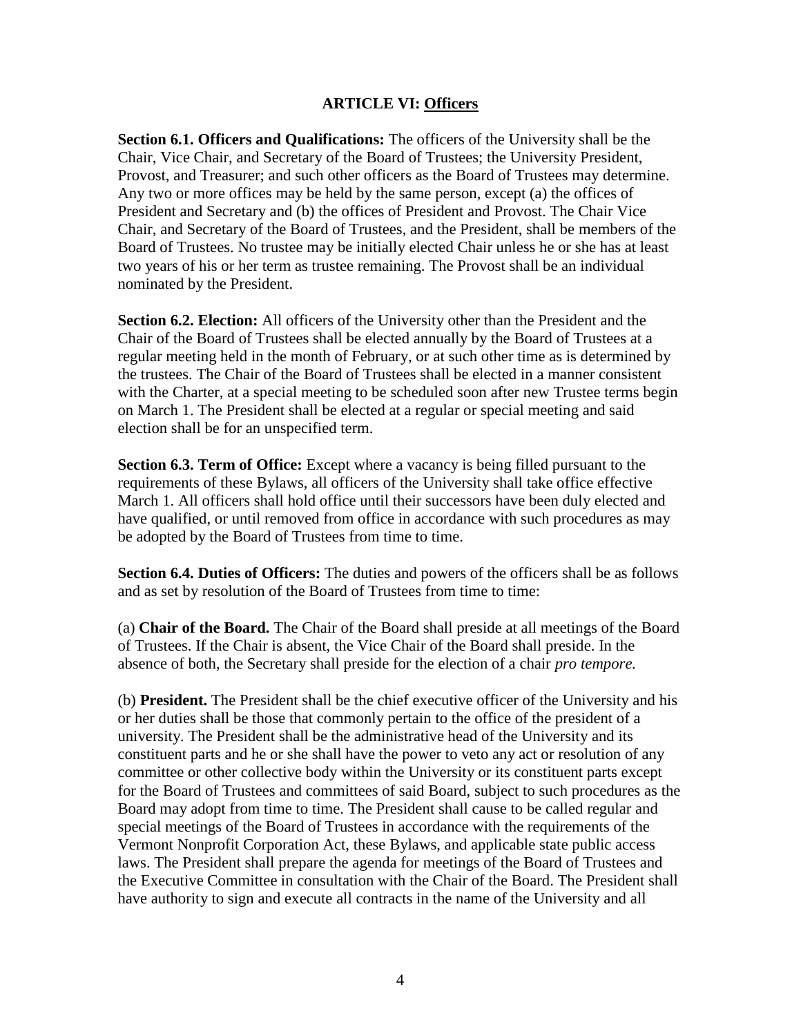## ARTICLE VI: Officers

**Section 6.1. Officers and Qualifications:** The officers of the University shall be the Chair, Vice Chair, and Secretary of the Board of Trustees; the University President, Provost, and Treasurer; and such other officers as the Board of Trustees may determine. Any two or more offices may be held by the same person, except (a) the offices of President and Secretary and (b) the offices of President and Provost. The Chair Vice Chair, and Secretary of the Board of Trustees, and the President, shall be members of the Board of Trustees. No trustee may be initially elected Chair unless he or she has at least two years of his or her term as trustee remaining. The Provost shall be an individual nominated by the President.

**Section 6.2. Election:** All officers of the University other than the President and the Chair of the Board of Trustees shall be elected annually by the Board of Trustees at a regular meeting held in the month of February, or at such other time as is determined by the trustees. The Chair of the Board of Trustees shall be elected in a manner consistent with the Charter, at a special meeting to be scheduled soon after new Trustee terms begin on March 1. The President shall be elected at a regular or special meeting and said election shall be for an unspecified term.

**Section 6.3. Term of Office:** Except where a vacancy is being filled pursuant to the requirements of these Bylaws, all officers of the University shall take office effective March 1. All officers shall hold office until their successors have been duly elected and have qualified, or until removed from office in accordance with such procedures as may be adopted by the Board of Trustees from time to time.

**Section 6.4. Duties of Officers:** The duties and powers of the officers shall be as follows and as set by resolution of the Board of Trustees from time to time:

(a) **Chair of the Board.** The Chair of the Board shall preside at all meetings of the Board of Trustees. If the Chair is absent, the Vice Chair of the Board shall preside. In the absence of both, the Secretary shall preside for the election of a chair *pro tempore.*

(b) **President.** The President shall be the chief executive officer of the University and his or her duties shall be those that commonly pertain to the office of the president of a university. The President shall be the administrative head of the University and its constituent parts and he or she shall have the power to veto any act or resolution of any committee or other collective body within the University or its constituent parts except for the Board of Trustees and committees of said Board, subject to such procedures as the Board may adopt from time to time. The President shall cause to be called regular and special meetings of the Board of Trustees in accordance with the requirements of the Vermont Nonprofit Corporation Act, these Bylaws, and applicable state public access laws. The President shall prepare the agenda for meetings of the Board of Trustees and the Executive Committee in consultation with the Chair of the Board. The President shall have authority to sign and execute all contracts in the name of the University and all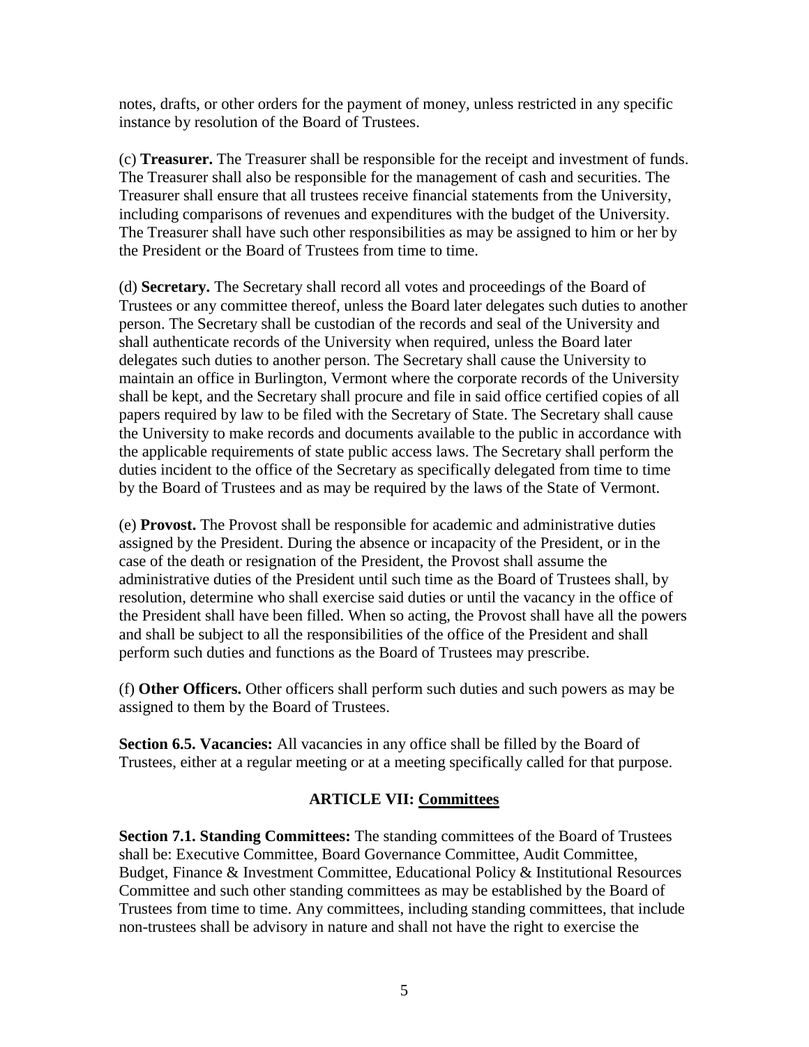notes, drafts, or other orders for the payment of money, unless restricted in any specific instance by resolution of the Board of Trustees.

(c) **Treasurer.** The Treasurer shall be responsible for the receipt and investment of funds. The Treasurer shall also be responsible for the management of cash and securities. The Treasurer shall ensure that all trustees receive financial statements from the University, including comparisons of revenues and expenditures with the budget of the University. The Treasurer shall have such other responsibilities as may be assigned to him or her by the President or the Board of Trustees from time to time.

(d) **Secretary.** The Secretary shall record all votes and proceedings of the Board of Trustees or any committee thereof, unless the Board later delegates such duties to another person. The Secretary shall be custodian of the records and seal of the University and shall authenticate records of the University when required, unless the Board later delegates such duties to another person. The Secretary shall cause the University to maintain an office in Burlington, Vermont where the corporate records of the University shall be kept, and the Secretary shall procure and file in said office certified copies of all papers required by law to be filed with the Secretary of State. The Secretary shall cause the University to make records and documents available to the public in accordance with the applicable requirements of state public access laws. The Secretary shall perform the duties incident to the office of the Secretary as specifically delegated from time to time by the Board of Trustees and as may be required by the laws of the State of Vermont.

(e) **Provost.** The Provost shall be responsible for academic and administrative duties assigned by the President. During the absence or incapacity of the President, or in the case of the death or resignation of the President, the Provost shall assume the administrative duties of the President until such time as the Board of Trustees shall, by resolution, determine who shall exercise said duties or until the vacancy in the office of the President shall have been filled. When so acting, the Provost shall have all the powers and shall be subject to all the responsibilities of the office of the President and shall perform such duties and functions as the Board of Trustees may prescribe.

(f) **Other Officers.** Other officers shall perform such duties and such powers as may be assigned to them by the Board of Trustees.

**Section 6.5. Vacancies:** All vacancies in any office shall be filled by the Board of Trustees, either at a regular meeting or at a meeting specifically called for that purpose.

## ARTICLE VII: Committees

**Section 7.1. Standing Committees:** The standing committees of the Board of Trustees shall be: Executive Committee, Board Governance Committee, Audit Committee, Budget, Finance & Investment Committee, Educational Policy & Institutional Resources Committee and such other standing committees as may be established by the Board of Trustees from time to time. Any committees, including standing committees, that include non-trustees shall be advisory in nature and shall not have the right to exercise the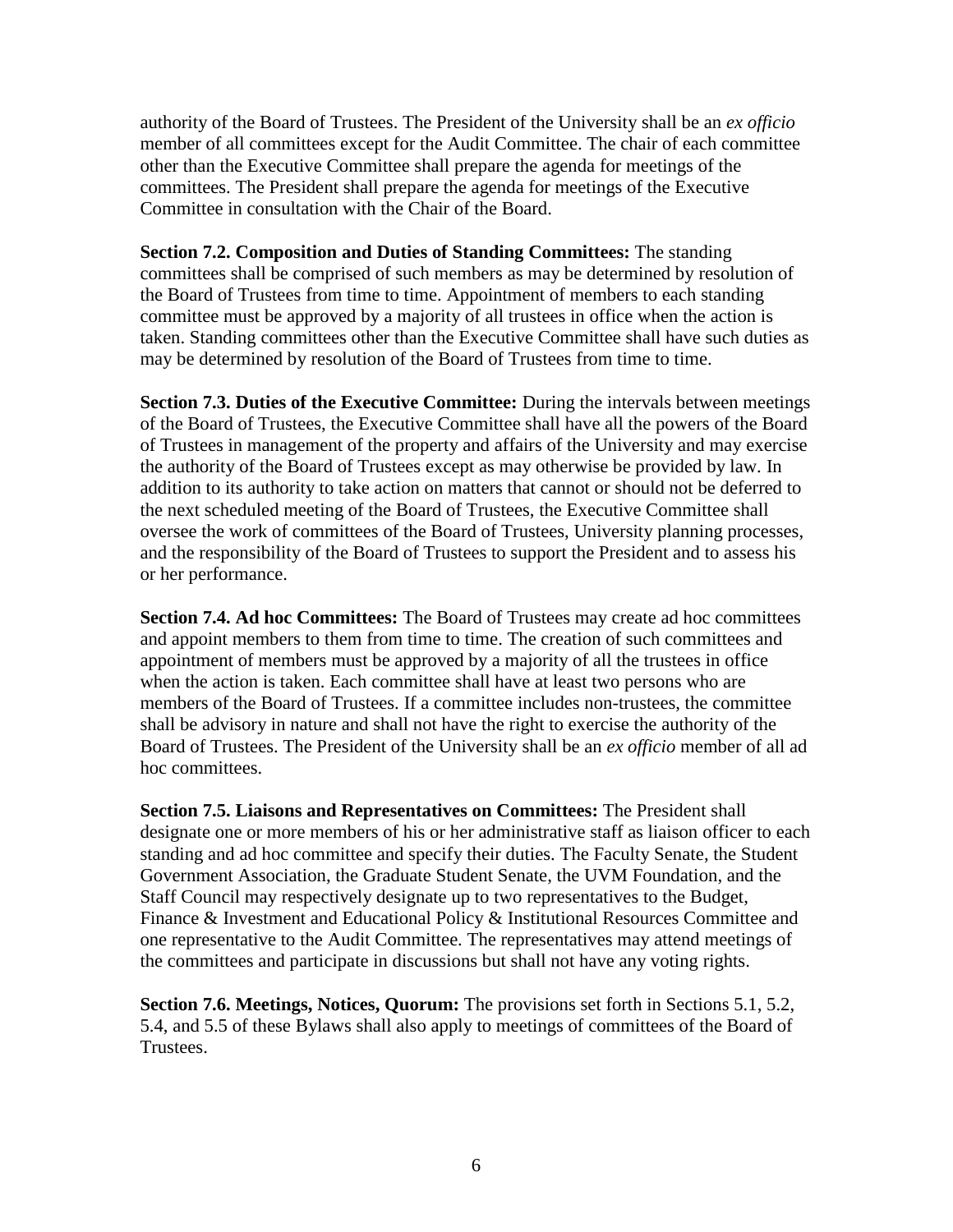authority of the Board of Trustees. The President of the University shall be an *ex officio* member of all committees except for the Audit Committee. The chair of each committee other than the Executive Committee shall prepare the agenda for meetings of the committees. The President shall prepare the agenda for meetings of the Executive Committee in consultation with the Chair of the Board.

**Section 7.2. Composition and Duties of Standing Committees:** The standing committees shall be comprised of such members as may be determined by resolution of the Board of Trustees from time to time. Appointment of members to each standing committee must be approved by a majority of all trustees in office when the action is taken. Standing committees other than the Executive Committee shall have such duties as may be determined by resolution of the Board of Trustees from time to time.

**Section 7.3. Duties of the Executive Committee:** During the intervals between meetings of the Board of Trustees, the Executive Committee shall have all the powers of the Board of Trustees in management of the property and affairs of the University and may exercise the authority of the Board of Trustees except as may otherwise be provided by law. In addition to its authority to take action on matters that cannot or should not be deferred to the next scheduled meeting of the Board of Trustees, the Executive Committee shall oversee the work of committees of the Board of Trustees, University planning processes, and the responsibility of the Board of Trustees to support the President and to assess his or her performance.

**Section 7.4. Ad hoc Committees:** The Board of Trustees may create ad hoc committees and appoint members to them from time to time. The creation of such committees and appointment of members must be approved by a majority of all the trustees in office when the action is taken. Each committee shall have at least two persons who are members of the Board of Trustees. If a committee includes non-trustees, the committee shall be advisory in nature and shall not have the right to exercise the authority of the Board of Trustees. The President of the University shall be an *ex officio* member of all ad hoc committees.

**Section 7.5. Liaisons and Representatives on Committees:** The President shall designate one or more members of his or her administrative staff as liaison officer to each standing and ad hoc committee and specify their duties. The Faculty Senate, the Student Government Association, the Graduate Student Senate, the UVM Foundation, and the Staff Council may respectively designate up to two representatives to the Budget, Finance & Investment and Educational Policy & Institutional Resources Committee and one representative to the Audit Committee. The representatives may attend meetings of the committees and participate in discussions but shall not have any voting rights.

**Section 7.6. Meetings, Notices, Quorum:** The provisions set forth in Sections 5.1, 5.2, 5.4, and 5.5 of these Bylaws shall also apply to meetings of committees of the Board of Trustees.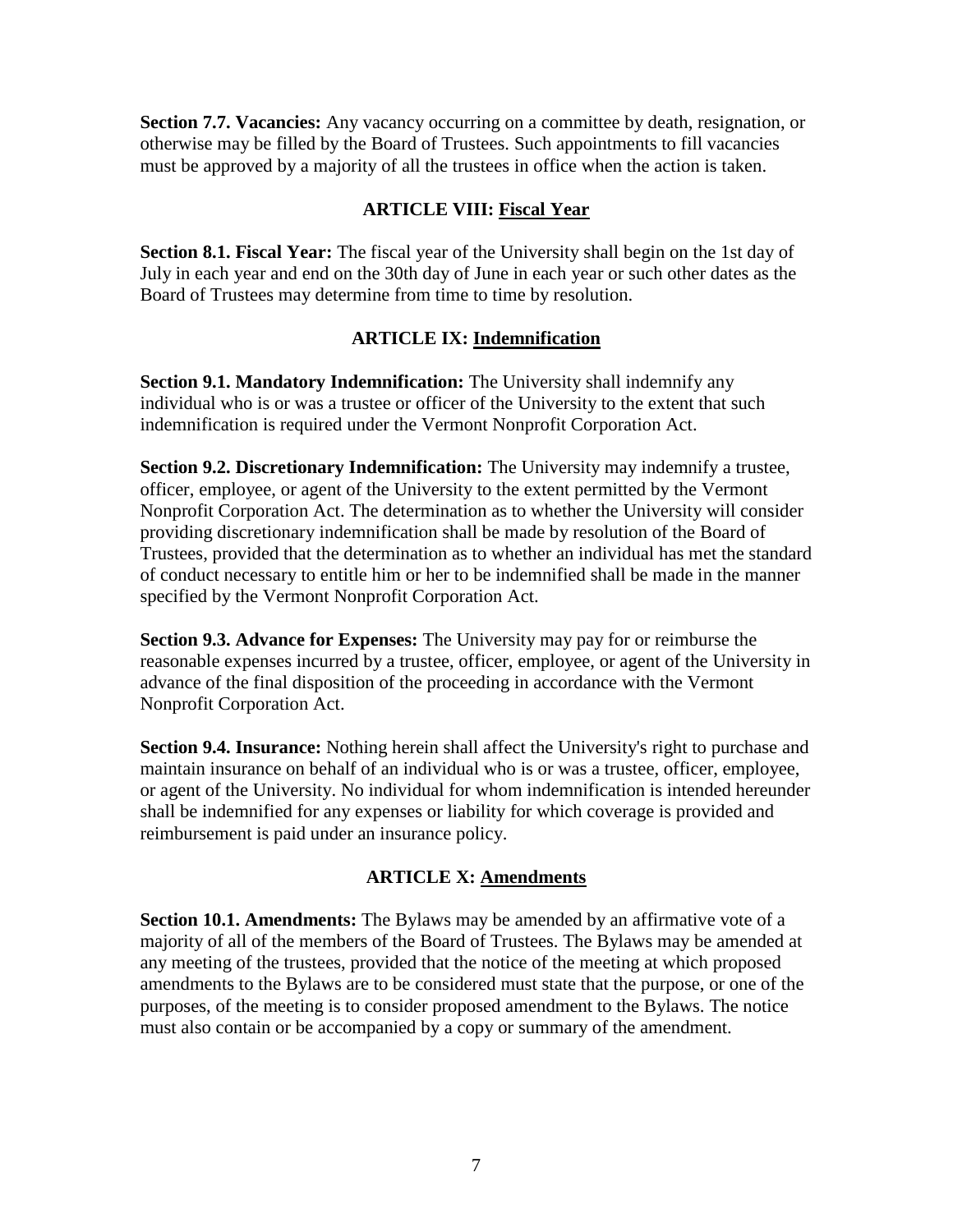**Section 7.7. Vacancies:** Any vacancy occurring on a committee by death, resignation, or otherwise may be filled by the Board of Trustees. Such appointments to fill vacancies must be approved by a majority of all the trustees in office when the action is taken.

## ARTICLE VIII: Fiscal Year

**Section 8.1. Fiscal Year:** The fiscal year of the University shall begin on the 1st day of July in each year and end on the 30th day of June in each year or such other dates as the Board of Trustees may determine from time to time by resolution.

## ARTICLE IX: Indemnification

**Section 9.1. Mandatory Indemnification:** The University shall indemnify any individual who is or was a trustee or officer of the University to the extent that such indemnification is required under the Vermont Nonprofit Corporation Act.

**Section 9.2. Discretionary Indemnification:** The University may indemnify a trustee, officer, employee, or agent of the University to the extent permitted by the Vermont Nonprofit Corporation Act. The determination as to whether the University will consider providing discretionary indemnification shall be made by resolution of the Board of Trustees, provided that the determination as to whether an individual has met the standard of conduct necessary to entitle him or her to be indemnified shall be made in the manner specified by the Vermont Nonprofit Corporation Act.

**Section 9.3. Advance for Expenses:** The University may pay for or reimburse the reasonable expenses incurred by a trustee, officer, employee, or agent of the University in advance of the final disposition of the proceeding in accordance with the Vermont Nonprofit Corporation Act.

**Section 9.4. Insurance:** Nothing herein shall affect the University's right to purchase and maintain insurance on behalf of an individual who is or was a trustee, officer, employee, or agent of the University. No individual for whom indemnification is intended hereunder shall be indemnified for any expenses or liability for which coverage is provided and reimbursement is paid under an insurance policy.

## ARTICLE X: Amendments

**Section 10.1. Amendments:** The Bylaws may be amended by an affirmative vote of a majority of all of the members of the Board of Trustees. The Bylaws may be amended at any meeting of the trustees, provided that the notice of the meeting at which proposed amendments to the Bylaws are to be considered must state that the purpose, or one of the purposes, of the meeting is to consider proposed amendment to the Bylaws. The notice must also contain or be accompanied by a copy or summary of the amendment.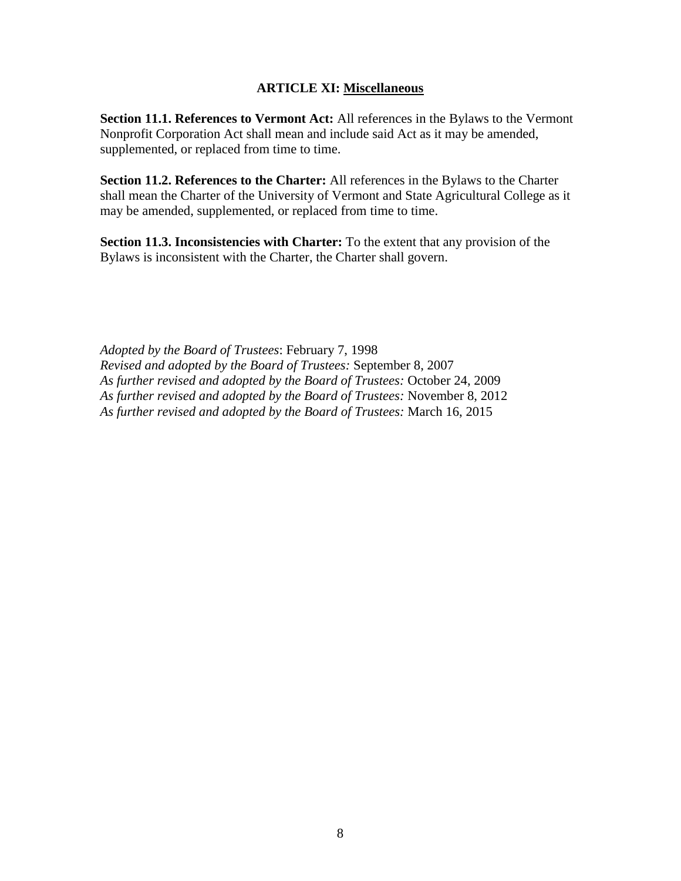## ARTICLE XI: Miscellaneous

**Section 11.1. References to Vermont Act:** All references in the Bylaws to the Vermont Nonprofit Corporation Act shall mean and include said Act as it may be amended, supplemented, or replaced from time to time.

**Section 11.2. References to the Charter:** All references in the Bylaws to the Charter shall mean the Charter of the University of Vermont and State Agricultural College as it may be amended, supplemented, or replaced from time to time.

**Section 11.3. Inconsistencies with Charter:** To the extent that any provision of the Bylaws is inconsistent with the Charter, the Charter shall govern.

*Adopted by the Board of Trustees*: February 7, 1998
*Revised and adopted by the Board of Trustees:* September 8, 2007
*As further revised and adopted by the Board of Trustees:* October 24, 2009
*As further revised and adopted by the Board of Trustees:* November 8, 2012
*As further revised and adopted by the Board of Trustees:* March 16, 2015